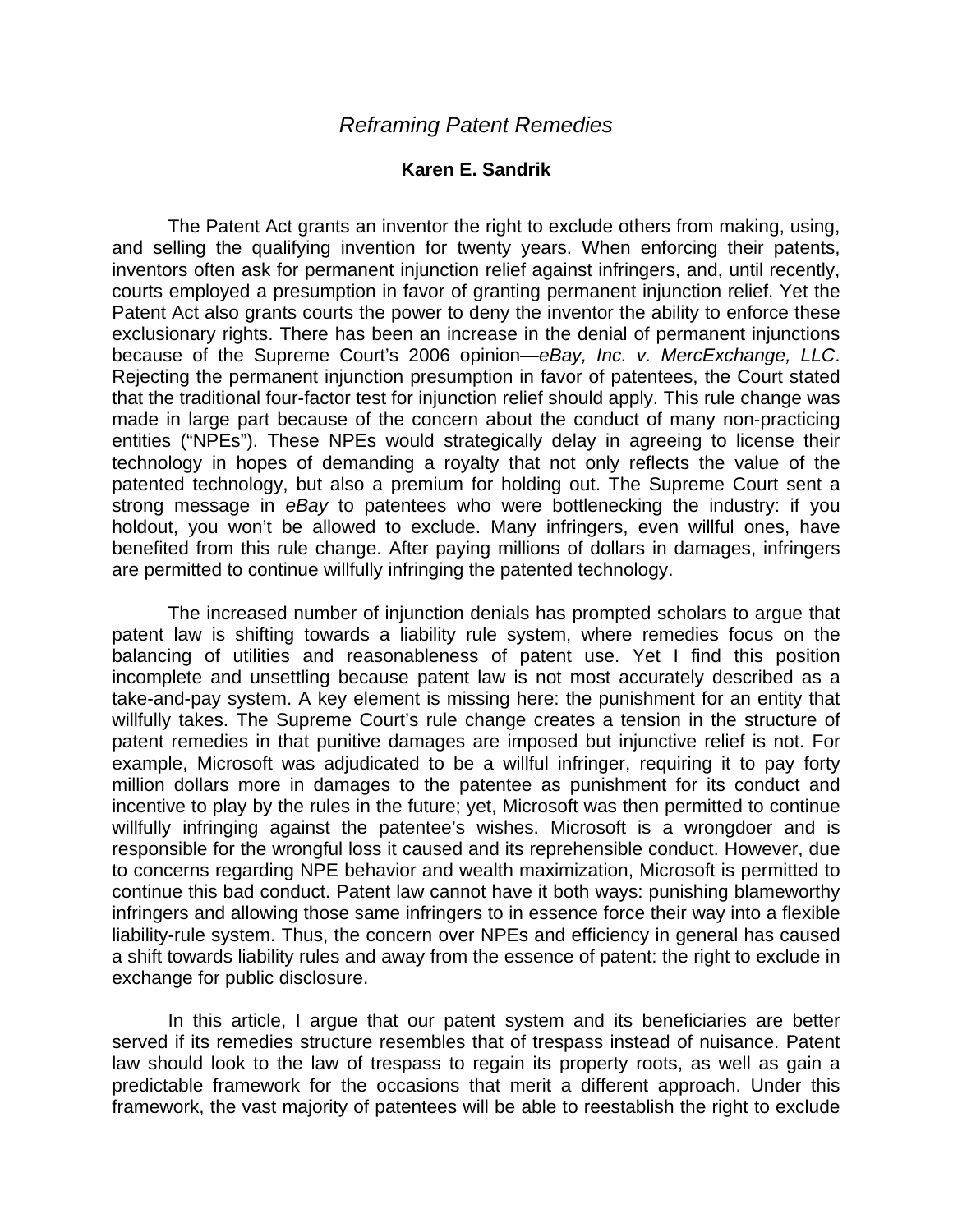# *Reframing Patent Remedies*

**Karen E. Sandrik**

The Patent Act grants an inventor the right to exclude others from making, using, and selling the qualifying invention for twenty years. When enforcing their patents, inventors often ask for permanent injunction relief against infringers, and, until recently, courts employed a presumption in favor of granting permanent injunction relief. Yet the Patent Act also grants courts the power to deny the inventor the ability to enforce these exclusionary rights. There has been an increase in the denial of permanent injunctions because of the Supreme Court's 2006 opinion—*eBay, Inc. v. MercExchange, LLC*. Rejecting the permanent injunction presumption in favor of patentees, the Court stated that the traditional four-factor test for injunction relief should apply. This rule change was made in large part because of the concern about the conduct of many non-practicing entities ("NPEs"). These NPEs would strategically delay in agreeing to license their technology in hopes of demanding a royalty that not only reflects the value of the patented technology, but also a premium for holding out. The Supreme Court sent a strong message in *eBay* to patentees who were bottlenecking the industry: if you holdout, you won't be allowed to exclude. Many infringers, even willful ones, have benefited from this rule change. After paying millions of dollars in damages, infringers are permitted to continue willfully infringing the patented technology.

The increased number of injunction denials has prompted scholars to argue that patent law is shifting towards a liability rule system, where remedies focus on the balancing of utilities and reasonableness of patent use. Yet I find this position incomplete and unsettling because patent law is not most accurately described as a take-and-pay system. A key element is missing here: the punishment for an entity that willfully takes. The Supreme Court's rule change creates a tension in the structure of patent remedies in that punitive damages are imposed but injunctive relief is not. For example, Microsoft was adjudicated to be a willful infringer, requiring it to pay forty million dollars more in damages to the patentee as punishment for its conduct and incentive to play by the rules in the future; yet, Microsoft was then permitted to continue willfully infringing against the patentee's wishes. Microsoft is a wrongdoer and is responsible for the wrongful loss it caused and its reprehensible conduct. However, due to concerns regarding NPE behavior and wealth maximization, Microsoft is permitted to continue this bad conduct. Patent law cannot have it both ways: punishing blameworthy infringers and allowing those same infringers to in essence force their way into a flexible liability-rule system. Thus, the concern over NPEs and efficiency in general has caused a shift towards liability rules and away from the essence of patent: the right to exclude in exchange for public disclosure.

In this article, I argue that our patent system and its beneficiaries are better served if its remedies structure resembles that of trespass instead of nuisance. Patent law should look to the law of trespass to regain its property roots, as well as gain a predictable framework for the occasions that merit a different approach. Under this framework, the vast majority of patentees will be able to reestablish the right to exclude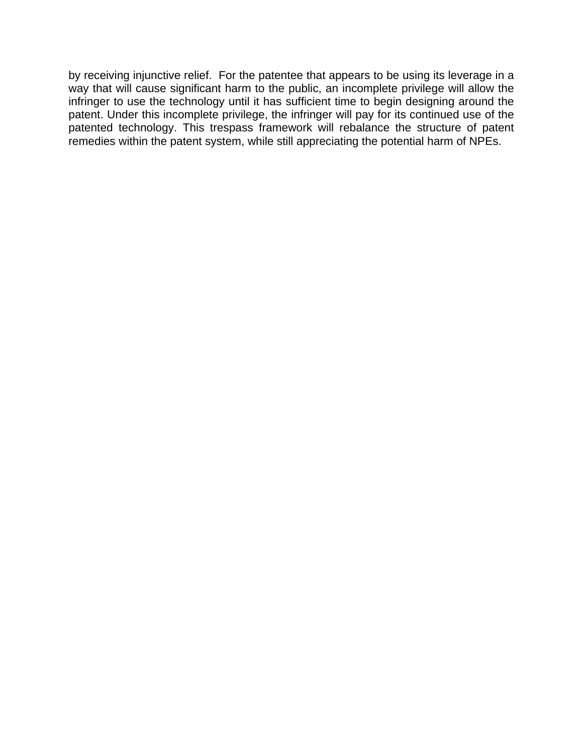by receiving injunctive relief. For the patentee that appears to be using its leverage in a way that will cause significant harm to the public, an incomplete privilege will allow the infringer to use the technology until it has sufficient time to begin designing around the patent. Under this incomplete privilege, the infringer will pay for its continued use of the patented technology. This trespass framework will rebalance the structure of patent remedies within the patent system, while still appreciating the potential harm of NPEs.